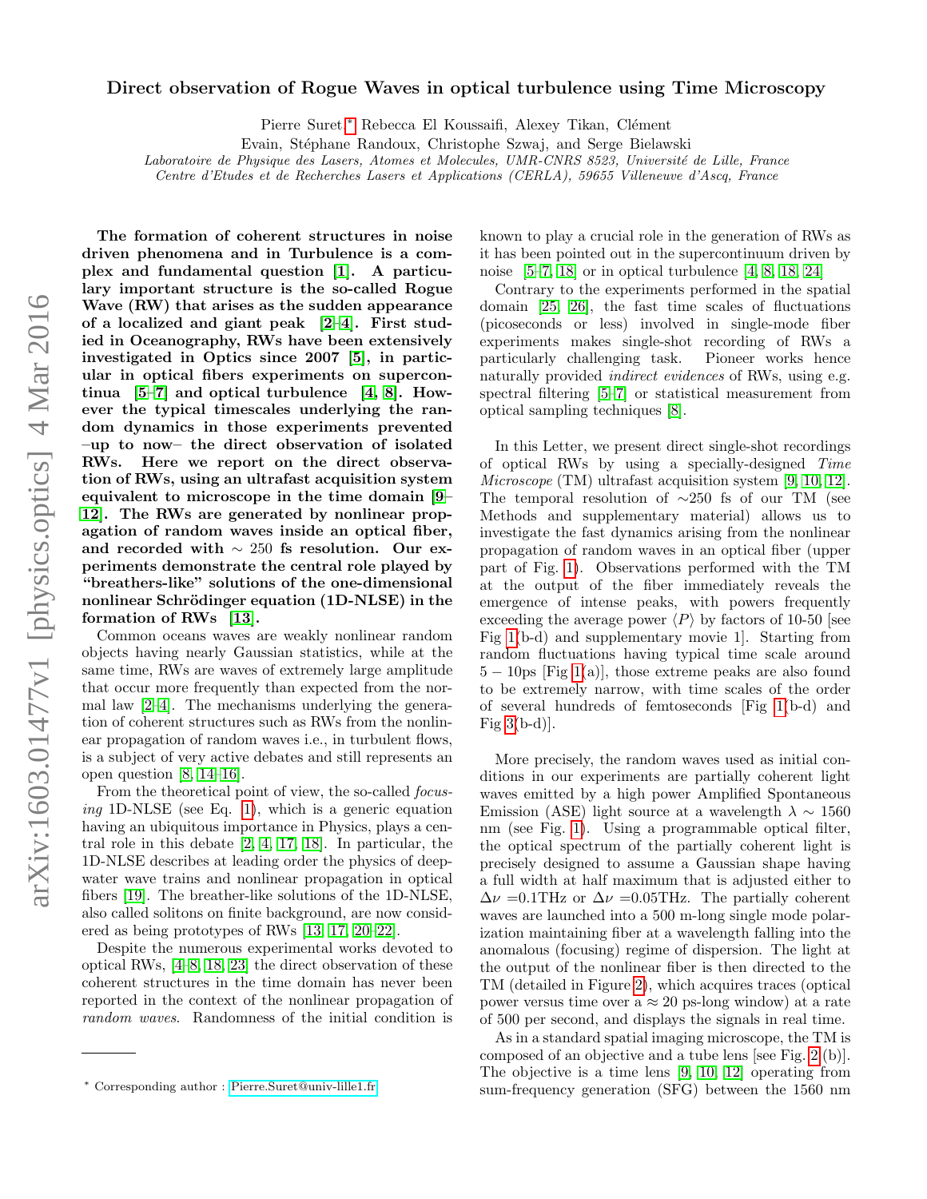# Direct observation of Rogue Waves in optical turbulence using Time Microscopy

Pierre Suret,* Rebecca El Koussaifi, Alexey Tikan, Clément Evain, Stéphane Randoux, Christophe Szwaj, and Serge Bielawski

*Laboratoire de Physique des Lasers, Atomes et Molecules, UMR-CNRS 8523, Université de Lille, France*
*Centre d'Etudes et de Recherches Lasers et Applications (CERLA), 59655 Villeneuve d'Ascq, France*

**The formation of coherent structures in noise driven phenomena and in Turbulence is a complex and fundamental question [1]. A particulary important structure is the so-called Rogue Wave (RW) that arises as the sudden appearance of a localized and giant peak [2–4]. First studied in Oceanography, RWs have been extensively investigated in Optics since 2007 [5], in particular in optical fibers experiments on supercontinua [5–7] and optical turbulence [4, 8]. However the typical timescales underlying the random dynamics in those experiments prevented –up to now– the direct observation of isolated RWs. Here we report on the direct observation of RWs, using an ultrafast acquisition system equivalent to microscope in the time domain [9–12]. The RWs are generated by nonlinear propagation of random waves inside an optical fiber, and recorded with ∼ 250 fs resolution. Our experiments demonstrate the central role played by "breathers-like" solutions of the one-dimensional nonlinear Schrödinger equation (1D-NLSE) in the formation of RWs [13].**

Common oceans waves are weakly nonlinear random objects having nearly Gaussian statistics, while at the same time, RWs are waves of extremely large amplitude that occur more frequently than expected from the normal law [2–4]. The mechanisms underlying the generation of coherent structures such as RWs from the nonlinear propagation of random waves i.e., in turbulent flows, is a subject of very active debates and still represents an open question [8, 14–16].

From the theoretical point of view, the so-called *focusing* 1D-NLSE (see Eq. 1), which is a generic equation having an ubiquitous importance in Physics, plays a central role in this debate [2, 4, 17, 18]. In particular, the 1D-NLSE describes at leading order the physics of deep-water wave trains and nonlinear propagation in optical fibers [19]. The breather-like solutions of the 1D-NLSE, also called solitons on finite background, are now considered as being prototypes of RWs [13, 17, 20–22].

Despite the numerous experimental works devoted to optical RWs, [4–8, 18, 23] the direct observation of these coherent structures in the time domain has never been reported in the context of the nonlinear propagation of *random waves*. Randomness of the initial condition is known to play a crucial role in the generation of RWs as it has been pointed out in the supercontinuum driven by noise [5–7, 18] or in optical turbulence [4, 8, 18, 24]

Contrary to the experiments performed in the spatial domain [25, 26], the fast time scales of fluctuations (picoseconds or less) involved in single-mode fiber experiments makes single-shot recording of RWs a particularly challenging task. Pioneer works hence naturally provided *indirect evidences* of RWs, using e.g. spectral filtering [5–7] or statistical measurement from optical sampling techniques [8].

In this Letter, we present direct single-shot recordings of optical RWs by using a specially-designed *Time Microscope* (TM) ultrafast acquisition system [9, 10, 12]. The temporal resolution of ∼250 fs of our TM (see Methods and supplementary material) allows us to investigate the fast dynamics arising from the nonlinear propagation of random waves in an optical fiber (upper part of Fig. 1). Observations performed with the TM at the output of the fiber immediately reveals the emergence of intense peaks, with powers frequently exceeding the average power $\langle P \rangle$ by factors of 10-50 [see Fig 1(b-d) and supplementary movie 1]. Starting from random fluctuations having typical time scale around $5-10$ps [Fig 1(a)], those extreme peaks are also found to be extremely narrow, with time scales of the order of several hundreds of femtoseconds [Fig 1(b-d) and Fig 3(b-d)].

More precisely, the random waves used as initial conditions in our experiments are partially coherent light waves emitted by a high power Amplified Spontaneous Emission (ASE) light source at a wavelength $\lambda \sim 1560$ nm (see Fig. 1). Using a programmable optical filter, the optical spectrum of the partially coherent light is precisely designed to assume a Gaussian shape having a full width at half maximum that is adjusted either to $\Delta\nu$ =0.1THz or $\Delta\nu$ =0.05THz. The partially coherent waves are launched into a 500 m-long single mode polarization maintaining fiber at a wavelength falling into the anomalous (focusing) regime of dispersion. The light at the output of the nonlinear fiber is then directed to the TM (detailed in Figure 2), which acquires traces (optical power versus time over a ≈ 20 ps-long window) at a rate of 500 per second, and displays the signals in real time.

As in a standard spatial imaging microscope, the TM is composed of an objective and a tube lens [see Fig. 2(b)]. The objective is a time lens [9, 10, 12] operating from sum-frequency generation (SFG) between the 1560 nm

* Corresponding author : Pierre.Suret@univ-lille1.fr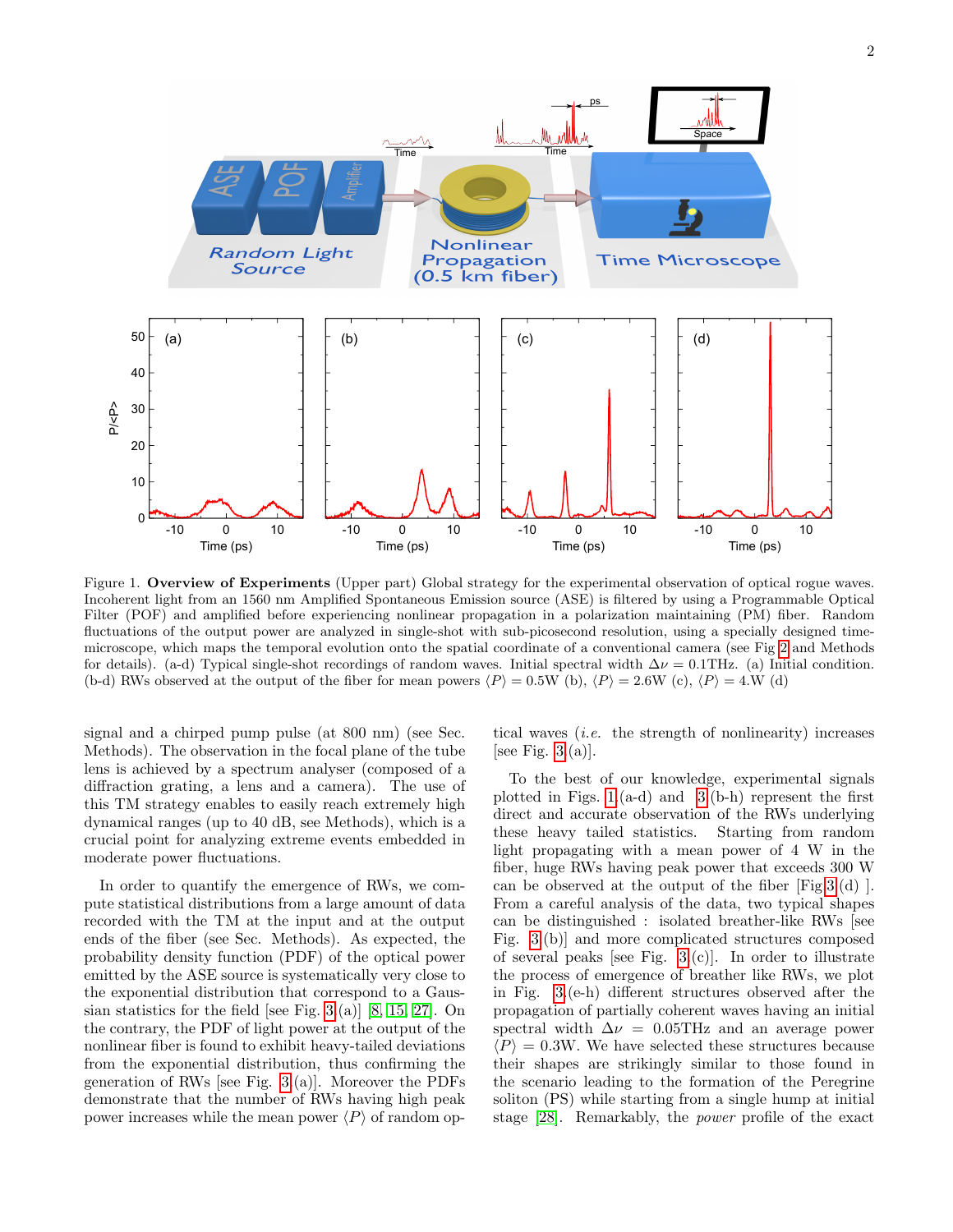Figure 1. **Overview of Experiments** (Upper part) Global strategy for the experimental observation of optical rogue waves. Incoherent light from an 1560 nm Amplified Spontaneous Emission source (ASE) is filtered by using a Programmable Optical Filter (POF) and amplified before experiencing nonlinear propagation in a polarization maintaining (PM) fiber. Random fluctuations of the output power are analyzed in single-shot with sub-picosecond resolution, using a specially designed time-microscope, which maps the temporal evolution onto the spatial coordinate of a conventional camera (see Fig 2 and Methods for details). (a-d) Typical single-shot recordings of random waves. Initial spectral width $\Delta\nu = 0.1$THz. (a) Initial condition. (b-d) RWs observed at the output of the fiber for mean powers $\langle P \rangle = 0.5$W (b), $\langle P \rangle = 2.6$W (c), $\langle P \rangle = 4.$W (d)

signal and a chirped pump pulse (at 800 nm) (see Sec. Methods). The observation in the focal plane of the tube lens is achieved by a spectrum analyser (composed of a diffraction grating, a lens and a camera). The use of this TM strategy enables to easily reach extremely high dynamical ranges (up to 40 dB, see Methods), which is a crucial point for analyzing extreme events embedded in moderate power fluctuations.

In order to quantify the emergence of RWs, we compute statistical distributions from a large amount of data recorded with the TM at the input and at the output ends of the fiber (see Sec. Methods). As expected, the probability density function (PDF) of the optical power emitted by the ASE source is systematically very close to the exponential distribution that correspond to a Gaussian statistics for the field [see Fig. 3(a)] [8, 15, 27]. On the contrary, the PDF of light power at the output of the nonlinear fiber is found to exhibit heavy-tailed deviations from the exponential distribution, thus confirming the generation of RWs [see Fig. 3(a)]. Moreover the PDFs demonstrate that the number of RWs having high peak power increases while the mean power $\langle P \rangle$ of random optical waves (*i.e.* the strength of nonlinearity) increases [see Fig. 3(a)].

To the best of our knowledge, experimental signals plotted in Figs. 1(a-d) and 3(b-h) represent the first direct and accurate observation of the RWs underlying these heavy tailed statistics. Starting from random light propagating with a mean power of 4 W in the fiber, huge RWs having peak power that exceeds 300 W can be observed at the output of the fiber [Fig 3(d) ]. From a careful analysis of the data, two typical shapes can be distinguished : isolated breather-like RWs [see Fig. 3(b)] and more complicated structures composed of several peaks [see Fig. 3(c)]. In order to illustrate the process of emergence of breather like RWs, we plot in Fig. 3(e-h) different structures observed after the propagation of partially coherent waves having an initial spectral width $\Delta\nu = 0.05$THz and an average power $\langle P \rangle = 0.3$W. We have selected these structures because their shapes are strikingly similar to those found in the scenario leading to the formation of the Peregrine soliton (PS) while starting from a single hump at initial stage [28]. Remarkably, the *power* profile of the exact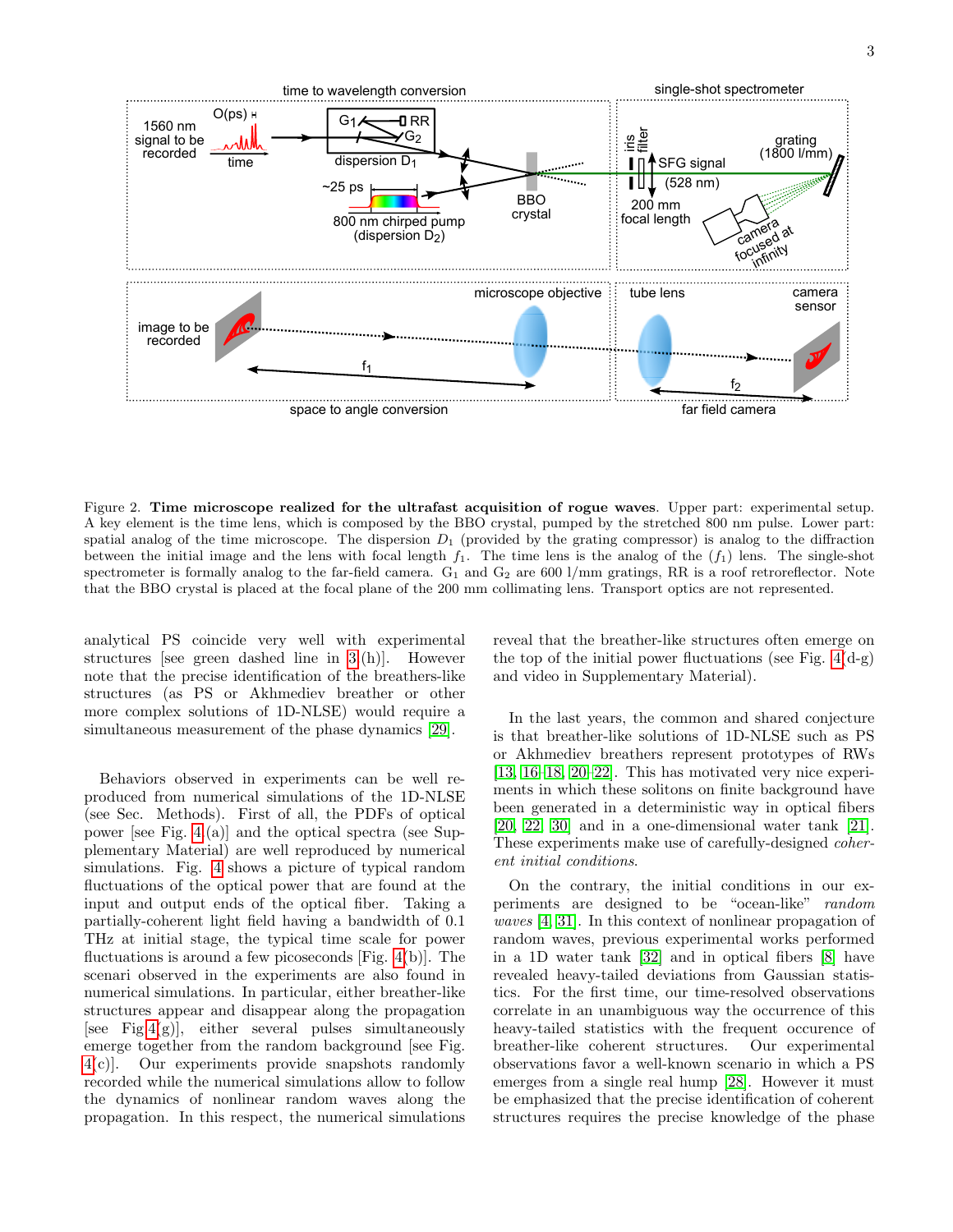Figure 2. **Time microscope realized for the ultrafast acquisition of rogue waves**. Upper part: experimental setup. A key element is the time lens, which is composed by the BBO crystal, pumped by the stretched 800 nm pulse. Lower part: spatial analog of the time microscope. The dispersion $D_1$ (provided by the grating compressor) is analog to the diffraction between the initial image and the lens with focal length $f_1$. The time lens is the analog of the ($f_1$) lens. The single-shot spectrometer is formally analog to the far-field camera. $G_1$ and $G_2$ are 600 l/mm gratings, RR is a roof retroreflector. Note that the BBO crystal is placed at the focal plane of the 200 mm collimating lens. Transport optics are not represented.

analytical PS coincide very well with experimental structures [see green dashed line in 3(h)]. However note that the precise identification of the breathers-like structures (as PS or Akhmediev breather or other more complex solutions of 1D-NLSE) would require a simultaneous measurement of the phase dynamics [29].

Behaviors observed in experiments can be well reproduced from numerical simulations of the 1D-NLSE (see Sec. Methods). First of all, the PDFs of optical power [see Fig. 4(a)] and the optical spectra (see Supplementary Material) are well reproduced by numerical simulations. Fig. 4 shows a picture of typical random fluctuations of the optical power that are found at the input and output ends of the optical fiber. Taking a partially-coherent light field having a bandwidth of 0.1 THz at initial stage, the typical time scale for power fluctuations is around a few picoseconds [Fig. 4(b)]. The scenari observed in the experiments are also found in numerical simulations. In particular, either breather-like structures appear and disappear along the propagation [see Fig 4(g)], either several pulses simultaneously emerge together from the random background [see Fig. 4(c)]. Our experiments provide snapshots randomly recorded while the numerical simulations allow to follow the dynamics of nonlinear random waves along the propagation. In this respect, the numerical simulations reveal that the breather-like structures often emerge on the top of the initial power fluctuations (see Fig. 4(d-g) and video in Supplementary Material).

In the last years, the common and shared conjecture is that breather-like solutions of 1D-NLSE such as PS or Akhmediev breathers represent prototypes of RWs [13, 16–18, 20–22]. This has motivated very nice experiments in which these solitons on finite background have been generated in a deterministic way in optical fibers [20, 22, 30] and in a one-dimensional water tank [21]. These experiments make use of carefully-designed *coherent initial conditions*.

On the contrary, the initial conditions in our experiments are designed to be "ocean-like" *random waves* [4, 31]. In this context of nonlinear propagation of random waves, previous experimental works performed in a 1D water tank [32] and in optical fibers [8] have revealed heavy-tailed deviations from Gaussian statistics. For the first time, our time-resolved observations correlate in an unambiguous way the occurrence of this heavy-tailed statistics with the frequent occurence of breather-like coherent structures. Our experimental observations favor a well-known scenario in which a PS emerges from a single real hump [28]. However it must be emphasized that the precise identification of coherent structures requires the precise knowledge of the phase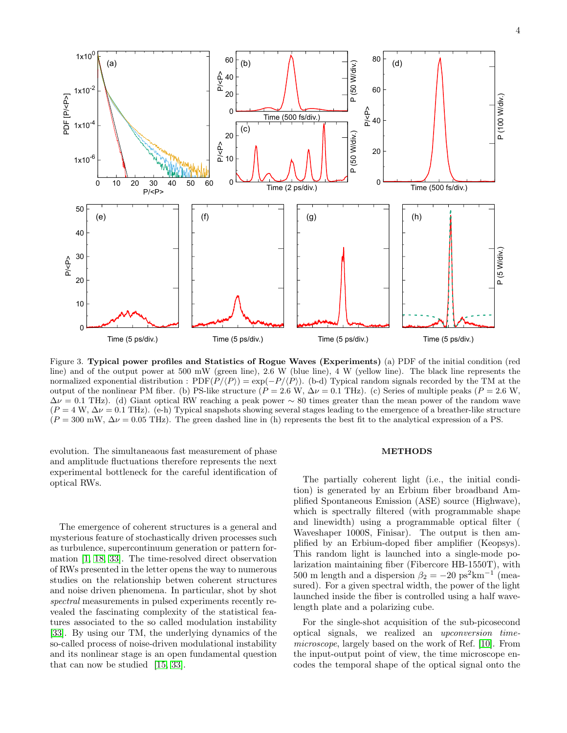Figure 3. **Typical power profiles and Statistics of Rogue Waves (Experiments)** (a) PDF of the initial condition (red line) and of the output power at 500 mW (green line), 2.6 W (blue line), 4 W (yellow line). The black line represents the normalized exponential distribution : $\mathrm{PDF}(P/\langle P\rangle) = \exp(-P/\langle P\rangle)$. (b-d) Typical random signals recorded by the TM at the output of the nonlinear PM fiber. (b) PS-like structure ($P = 2.6$ W, $\Delta\nu = 0.1$ THz). (c) Series of multiple peaks ($P = 2.6$ W, $\Delta\nu = 0.1$ THz). (d) Giant optical RW reaching a peak power $\sim 80$ times greater than the mean power of the random wave ($P = 4$ W, $\Delta\nu = 0.1$ THz). (e-h) Typical snapshots showing several stages leading to the emergence of a breather-like structure ($P = 300$ mW, $\Delta\nu = 0.05$ THz). The green dashed line in (h) represents the best fit to the analytical expression of a PS.

evolution. The simultaneaous fast measurement of phase and amplitude fluctuations therefore represents the next experimental bottleneck for the careful identification of optical RWs.

The emergence of coherent structures is a general and mysterious feature of stochastically driven processes such as turbulence, supercontinuum generation or pattern formation [1, 18, 33]. The time-resolved direct observation of RWs presented in the letter opens the way to numerous studies on the relationship betwen coherent structures and noise driven phenomena. In particular, shot by shot *spectral* measurements in pulsed experiments recently revealed the fascinating complexity of the statistical features associated to the so called modulation instability [33]. By using our TM, the underlying dynamics of the so-called process of noise-driven modulational instability and its nonlinear stage is an open fundamental question that can now be studied [15, 33].

## METHODS

The partially coherent light (i.e., the initial condition) is generated by an Erbium fiber broadband Amplified Spontaneous Emission (ASE) source (Highwave), which is spectrally filtered (with programmable shape and linewidth) using a programmable optical filter ( Waveshaper 1000S, Finisar). The output is then amplified by an Erbium-doped fiber amplifier (Keopsys). This random light is launched into a single-mode polarization maintaining fiber (Fibercore HB-1550T), with 500 m length and a dispersion $\beta_2 = -20$ ps$^2$km$^{-1}$ (measured). For a given spectral width, the power of the light launched inside the fiber is controlled using a half wavelength plate and a polarizing cube.

For the single-shot acquisition of the sub-picosecond optical signals, we realized an *upconversion time-microscope*, largely based on the work of Ref. [10]. From the input-output point of view, the time microscope encodes the temporal shape of the optical signal onto the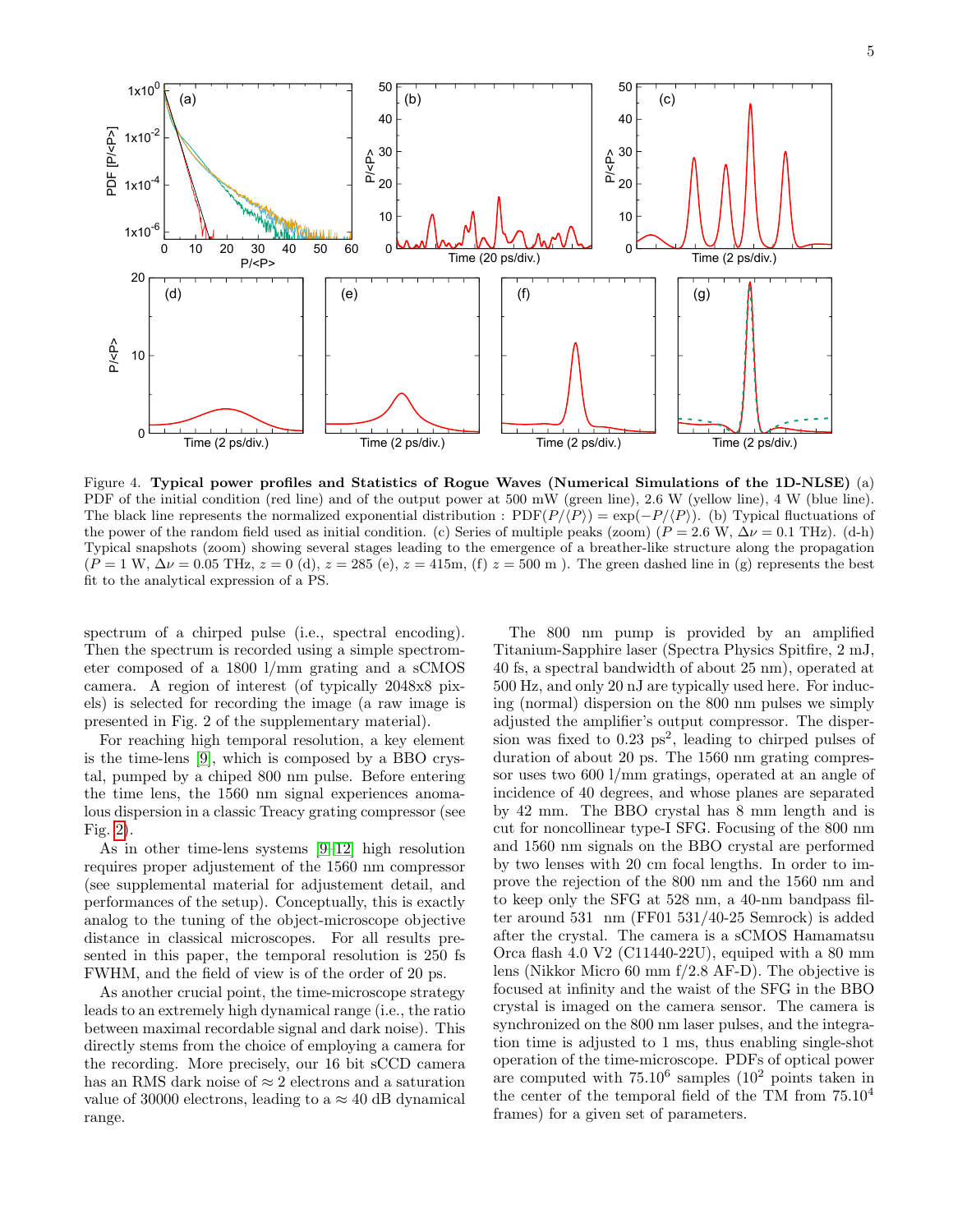Figure 4. **Typical power profiles and Statistics of Rogue Waves (Numerical Simulations of the 1D-NLSE)** (a) PDF of the initial condition (red line) and of the output power at 500 mW (green line), 2.6 W (yellow line), 4 W (blue line). The black line represents the normalized exponential distribution : $\mathrm{PDF}(P/\langle P\rangle) = \exp(-P/\langle P\rangle)$. (b) Typical fluctuations of the power of the random field used as initial condition. (c) Series of multiple peaks (zoom) ($P = 2.6$ W, $\Delta\nu = 0.1$ THz). (d-h) Typical snapshots (zoom) showing several stages leading to the emergence of a breather-like structure along the propagation ($P = 1$ W, $\Delta\nu = 0.05$ THz, $z = 0$ (d), $z = 285$ (e), $z = 415$m, (f) $z = 500$ m ). The green dashed line in (g) represents the best fit to the analytical expression of a PS.

spectrum of a chirped pulse (i.e., spectral encoding). Then the spectrum is recorded using a simple spectrometer composed of a 1800 l/mm grating and a sCMOS camera. A region of interest (of typically 2048x8 pixels) is selected for recording the image (a raw image is presented in Fig. 2 of the supplementary material).

For reaching high temporal resolution, a key element is the time-lens [9], which is composed by a BBO crystal, pumped by a chiped 800 nm pulse. Before entering the time lens, the 1560 nm signal experiences anomalous dispersion in a classic Treacy grating compressor (see Fig. 2).

As in other time-lens systems [9]-[12] high resolution requires proper adjustement of the 1560 nm compressor (see supplemental material for adjustement detail, and performances of the setup). Conceptually, this is exactly analog to the tuning of the object-microscope objective distance in classical microscopes. For all results presented in this paper, the temporal resolution is 250 fs FWHM, and the field of view is of the order of 20 ps.

As another crucial point, the time-microscope strategy leads to an extremely high dynamical range (i.e., the ratio between maximal recordable signal and dark noise). This directly stems from the choice of employing a camera for the recording. More precisely, our 16 bit sCCD camera has an RMS dark noise of $\approx 2$ electrons and a saturation value of 30000 electrons, leading to a $\approx 40$ dB dynamical range.

The 800 nm pump is provided by an amplified Titanium-Sapphire laser (Spectra Physics Spitfire, 2 mJ, 40 fs, a spectral bandwidth of about 25 nm), operated at 500 Hz, and only 20 nJ are typically used here. For inducing (normal) dispersion on the 800 nm pulses we simply adjusted the amplifier's output compressor. The dispersion was fixed to 0.23 ps$^2$, leading to chirped pulses of duration of about 20 ps. The 1560 nm grating compressor uses two 600 l/mm gratings, operated at an angle of incidence of 40 degrees, and whose planes are separated by 42 mm. The BBO crystal has 8 mm length and is cut for noncollinear type-I SFG. Focusing of the 800 nm and 1560 nm signals on the BBO crystal are performed by two lenses with 20 cm focal lengths. In order to improve the rejection of the 800 nm and the 1560 nm and to keep only the SFG at 528 nm, a 40-nm bandpass filter around 531 nm (FF01 531/40-25 Semrock) is added after the crystal. The camera is a sCMOS Hamamatsu Orca flash 4.0 V2 (C11440-22U), equiped with a 80 mm lens (Nikkor Micro 60 mm f/2.8 AF-D). The objective is focused at infinity and the waist of the SFG in the BBO crystal is imaged on the camera sensor. The camera is synchronized on the 800 nm laser pulses, and the integration time is adjusted to 1 ms, thus enabling single-shot operation of the time-microscope. PDFs of optical power are computed with $75.10^6$ samples ($10^2$ points taken in the center of the temporal field of the TM from $75.10^4$ frames) for a given set of parameters.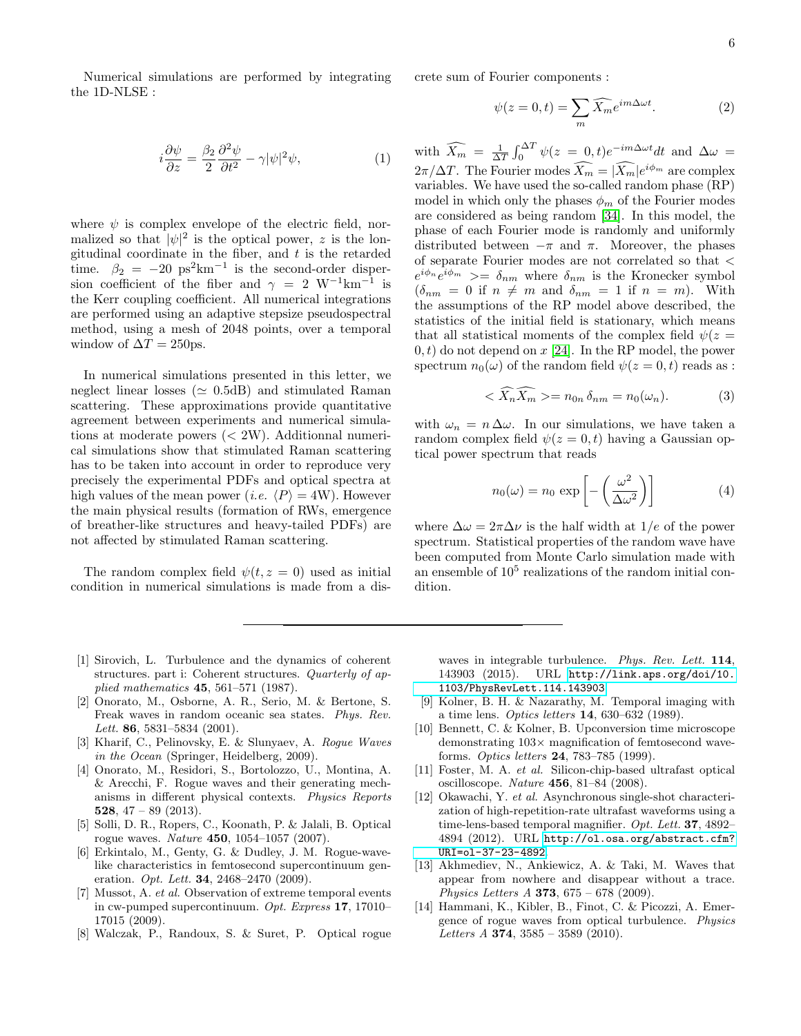Numerical simulations are performed by integrating the 1D-NLSE :

$$i\frac{\partial \psi}{\partial z} = \frac{\beta_2}{2}\frac{\partial^2 \psi}{\partial t^2} - \gamma|\psi|^2\psi, \tag{1}$$

where $\psi$ is complex envelope of the electric field, normalized so that $|\psi|^2$ is the optical power, $z$ is the longitudinal coordinate in the fiber, and $t$ is the retarded time. $\beta_2 = -20$ ps$^2$km$^{-1}$ is the second-order dispersion coefficient of the fiber and $\gamma = 2$ W$^{-1}$km$^{-1}$ is the Kerr coupling coefficient. All numerical integrations are performed using an adaptive stepsize pseudospectral method, using a mesh of 2048 points, over a temporal window of $\Delta T = 250$ps.

In numerical simulations presented in this letter, we neglect linear losses ($\simeq 0.5$dB) and stimulated Raman scattering. These approximations provide quantitative agreement between experiments and numerical simulations at moderate powers ($< 2$W). Additionnal numerical simulations show that stimulated Raman scattering has to be taken into account in order to reproduce very precisely the experimental PDFs and optical spectra at high values of the mean power (*i.e.* $\langle P\rangle = 4$W). However the main physical results (formation of RWs, emergence of breather-like structures and heavy-tailed PDFs) are not affected by stimulated Raman scattering.

The random complex field $\psi(t, z = 0)$ used as initial condition in numerical simulations is made from a discrete sum of Fourier components :

$$\psi(z = 0, t) = \sum_m \widehat{X_m} e^{im\Delta\omega t}. \tag{2}$$

with $\widehat{X_m} = \frac{1}{\Delta T}\int_0^{\Delta T} \psi(z = 0, t) e^{-im\Delta\omega t} dt$ and $\Delta\omega = 2\pi/\Delta T$. The Fourier modes $\widehat{X_m} = |\widehat{X_m}| e^{i\phi_m}$ are complex variables. We have used the so-called random phase (RP) model in which only the phases $\phi_m$ of the Fourier modes are considered as being random [34]. In this model, the phase of each Fourier mode is randomly and uniformly distributed between $-\pi$ and $\pi$. Moreover, the phases of separate Fourier modes are not correlated so that $< e^{i\phi_n} e^{i\phi_m} >= \delta_{nm}$ where $\delta_{nm}$ is the Kronecker symbol ($\delta_{nm} = 0$ if $n \neq m$ and $\delta_{nm} = 1$ if $n = m$). With the assumptions of the RP model above described, the statistics of the initial field is stationary, which means that all statistical moments of the complex field $\psi(z = 0, t)$ do not depend on $x$ [24]. In the RP model, the power spectrum $n_0(\omega)$ of the random field $\psi(z = 0, t)$ reads as :

$$< \widehat{X_n}\widehat{X_m} >= n_{0n}\,\delta_{nm} = n_0(\omega_n). \tag{3}$$

with $\omega_n = n\,\Delta\omega$. In our simulations, we have taken a random complex field $\psi(z = 0, t)$ having a Gaussian optical power spectrum that reads

$$n_0(\omega) = n_0\,\exp\left[-\left(\frac{\omega^2}{\Delta\omega^2}\right)\right] \tag{4}$$

where $\Delta\omega = 2\pi\Delta\nu$ is the half width at $1/e$ of the power spectrum. Statistical properties of the random wave have been computed from Monte Carlo simulation made with an ensemble of $10^5$ realizations of the random initial condition.

---

[1] Sirovich, L. Turbulence and the dynamics of coherent structures. part i: Coherent structures. *Quarterly of applied mathematics* **45**, 561–571 (1987).

[2] Onorato, M., Osborne, A. R., Serio, M. & Bertone, S. Freak waves in random oceanic sea states. *Phys. Rev. Lett.* **86**, 5831–5834 (2001).

[3] Kharif, C., Pelinovsky, E. & Slunyaev, A. *Rogue Waves in the Ocean* (Springer, Heidelberg, 2009).

[4] Onorato, M., Residori, S., Bortolozzo, U., Montina, A. & Arecchi, F. Rogue waves and their generating mechanisms in different physical contexts. *Physics Reports* **528**, 47 – 89 (2013).

[5] Solli, D. R., Ropers, C., Koonath, P. & Jalali, B. Optical rogue waves. *Nature* **450**, 1054–1057 (2007).

[6] Erkintalo, M., Genty, G. & Dudley, J. M. Rogue-wave-like characteristics in femtosecond supercontinuum generation. *Opt. Lett.* **34**, 2468–2470 (2009).

[7] Mussot, A. *et al.* Observation of extreme temporal events in cw-pumped supercontinuum. *Opt. Express* **17**, 17010–17015 (2009).

[8] Walczak, P., Randoux, S. & Suret, P. Optical rogue waves in integrable turbulence. *Phys. Rev. Lett.* **114**, 143903 (2015). URL http://link.aps.org/doi/10.1103/PhysRevLett.114.143903.

[9] Kolner, B. H. & Nazarathy, M. Temporal imaging with a time lens. *Optics letters* **14**, 630–632 (1989).

[10] Bennett, C. & Kolner, B. Upconversion time microscope demonstrating 103× magnification of femtosecond waveforms. *Optics letters* **24**, 783–785 (1999).

[11] Foster, M. A. *et al.* Silicon-chip-based ultrafast optical oscilloscope. *Nature* **456**, 81–84 (2008).

[12] Okawachi, Y. *et al.* Asynchronous single-shot characterization of high-repetition-rate ultrafast waveforms using a time-lens-based temporal magnifier. *Opt. Lett.* **37**, 4892–4894 (2012). URL http://ol.osa.org/abstract.cfm?URI=ol-37-23-4892.

[13] Akhmediev, N., Ankiewicz, A. & Taki, M. Waves that appear from nowhere and disappear without a trace. *Physics Letters A* **373**, 675 – 678 (2009).

[14] Hammani, K., Kibler, B., Finot, C. & Picozzi, A. Emergence of rogue waves from optical turbulence. *Physics Letters A* **374**, 3585 – 3589 (2010).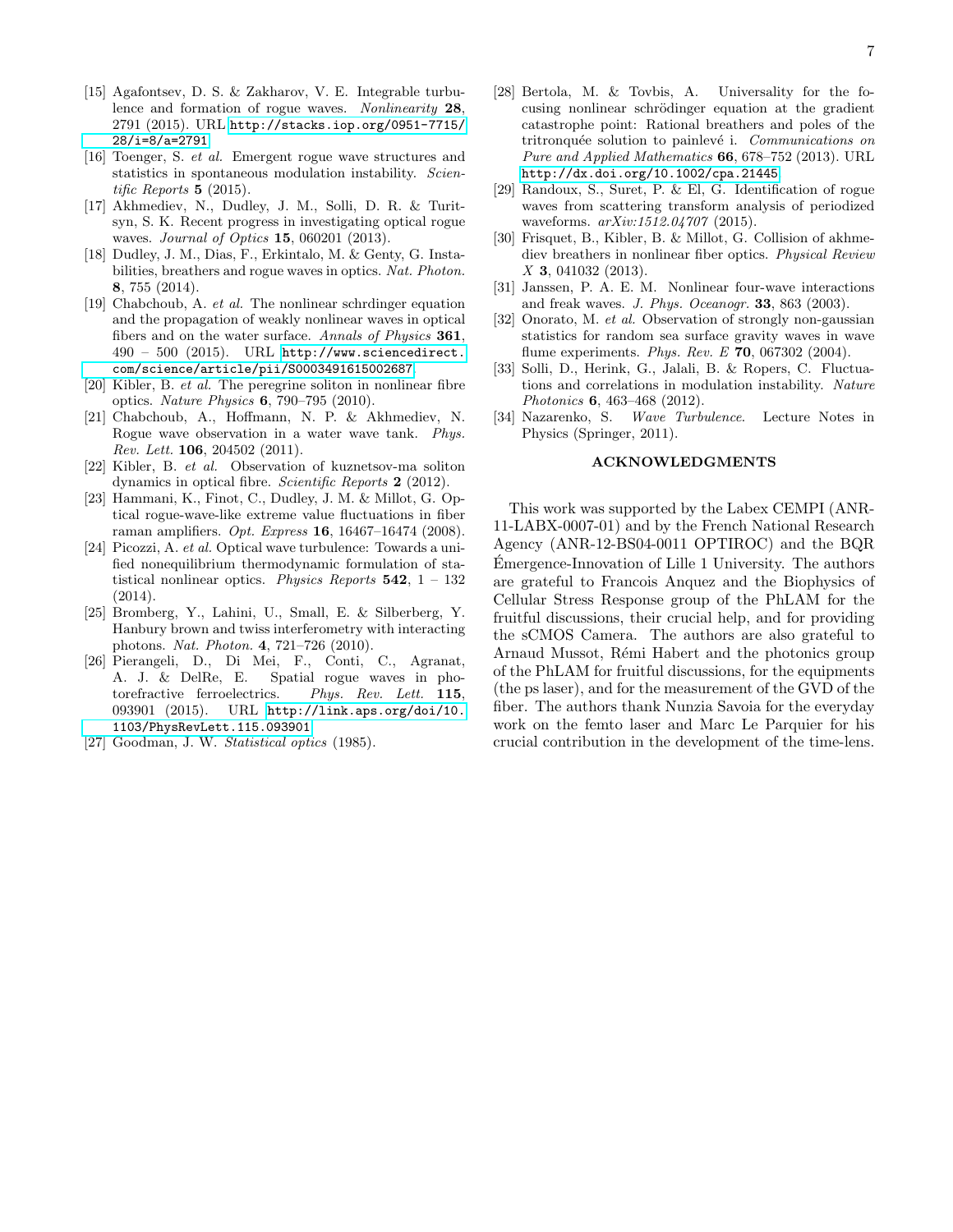[15] Agafontsev, D. S. & Zakharov, V. E. Integrable turbulence and formation of rogue waves. *Nonlinearity* **28**, 2791 (2015). URL http://stacks.iop.org/0951-7715/28/i=8/a=2791.

[16] Toenger, S. *et al.* Emergent rogue wave structures and statistics in spontaneous modulation instability. *Scientific Reports* **5** (2015).

[17] Akhmediev, N., Dudley, J. M., Solli, D. R. & Turitsyn, S. K. Recent progress in investigating optical rogue waves. *Journal of Optics* **15**, 060201 (2013).

[18] Dudley, J. M., Dias, F., Erkintalo, M. & Genty, G. Instabilities, breathers and rogue waves in optics. *Nat. Photon.* **8**, 755 (2014).

[19] Chabchoub, A. *et al.* The nonlinear schrdinger equation and the propagation of weakly nonlinear waves in optical fibers and on the water surface. *Annals of Physics* **361**, 490 – 500 (2015). URL http://www.sciencedirect.com/science/article/pii/S0003491615002687.

[20] Kibler, B. *et al.* The peregrine soliton in nonlinear fibre optics. *Nature Physics* **6**, 790–795 (2010).

[21] Chabchoub, A., Hoffmann, N. P. & Akhmediev, N. Rogue wave observation in a water wave tank. *Phys. Rev. Lett.* **106**, 204502 (2011).

[22] Kibler, B. *et al.* Observation of kuznetsov-ma soliton dynamics in optical fibre. *Scientific Reports* **2** (2012).

[23] Hammani, K., Finot, C., Dudley, J. M. & Millot, G. Optical rogue-wave-like extreme value fluctuations in fiber raman amplifiers. *Opt. Express* **16**, 16467–16474 (2008).

[24] Picozzi, A. *et al.* Optical wave turbulence: Towards a unified nonequilibrium thermodynamic formulation of statistical nonlinear optics. *Physics Reports* **542**, 1 – 132 (2014).

[25] Bromberg, Y., Lahini, U., Small, E. & Silberberg, Y. Hanbury brown and twiss interferometry with interacting photons. *Nat. Photon.* **4**, 721–726 (2010).

[26] Pierangeli, D., Di Mei, F., Conti, C., Agranat, A. J. & DelRe, E. Spatial rogue waves in photorefractive ferroelectrics. *Phys. Rev. Lett.* **115**, 093901 (2015). URL http://link.aps.org/doi/10.1103/PhysRevLett.115.093901.

[27] Goodman, J. W. *Statistical optics* (1985).

[28] Bertola, M. & Tovbis, A. Universality for the focusing nonlinear schrödinger equation at the gradient catastrophe point: Rational breathers and poles of the tritronquée solution to painlevé i. *Communications on Pure and Applied Mathematics* **66**, 678–752 (2013). URL http://dx.doi.org/10.1002/cpa.21445.

[29] Randoux, S., Suret, P. & El, G. Identification of rogue waves from scattering transform analysis of periodized waveforms. *arXiv:1512.04707* (2015).

[30] Frisquet, B., Kibler, B. & Millot, G. Collision of akhmediev breathers in nonlinear fiber optics. *Physical Review X* **3**, 041032 (2013).

[31] Janssen, P. A. E. M. Nonlinear four-wave interactions and freak waves. *J. Phys. Oceanogr.* **33**, 863 (2003).

[32] Onorato, M. *et al.* Observation of strongly non-gaussian statistics for random sea surface gravity waves in wave flume experiments. *Phys. Rev. E* **70**, 067302 (2004).

[33] Solli, D., Herink, G., Jalali, B. & Ropers, C. Fluctuations and correlations in modulation instability. *Nature Photonics* **6**, 463–468 (2012).

[34] Nazarenko, S. *Wave Turbulence.* Lecture Notes in Physics (Springer, 2011).

## ACKNOWLEDGMENTS

This work was supported by the Labex CEMPI (ANR-11-LABX-0007-01) and by the French National Research Agency (ANR-12-BS04-0011 OPTIROC) and the BQR Émergence-Innovation of Lille 1 University. The authors are grateful to Francois Anquez and the Biophysics of Cellular Stress Response group of the PhLAM for the fruitful discussions, their crucial help, and for providing the sCMOS Camera. The authors are also grateful to Arnaud Mussot, Rémi Habert and the photonics group of the PhLAM for fruitful discussions, for the equipments (the ps laser), and for the measurement of the GVD of the fiber. The authors thank Nunzia Savoia for the everyday work on the femto laser and Marc Le Parquier for his crucial contribution in the development of the time-lens.